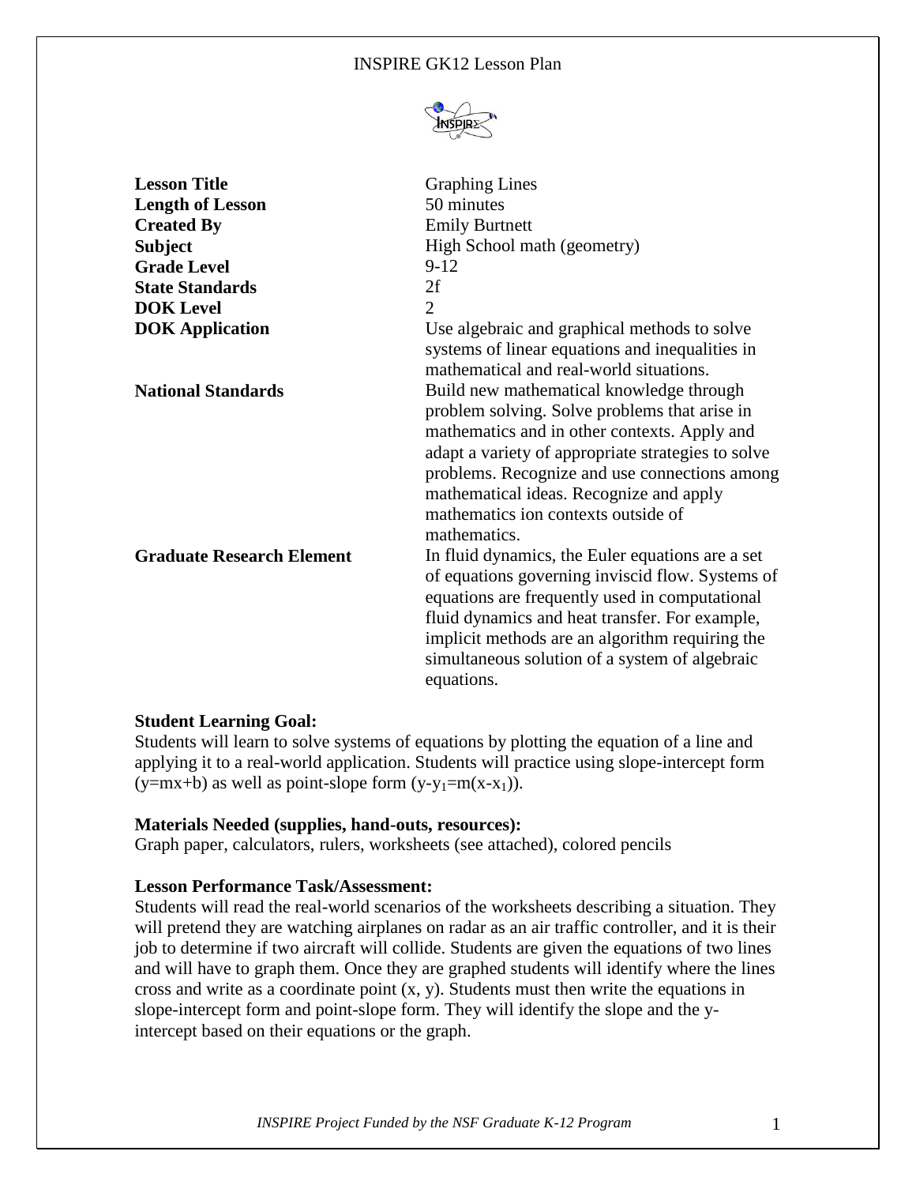# INSPIRE GK12 Lesson Plan

| | |
|---|---|
| **Lesson Title** | Graphing Lines |
| **Length of Lesson** | 50 minutes |
| **Created By** | Emily Burtnett |
| **Subject** | High School math (geometry) |
| **Grade Level** | 9-12 |
| **State Standards** | 2f |
| **DOK Level** | 2 |
| **DOK Application** | Use algebraic and graphical methods to solve systems of linear equations and inequalities in mathematical and real-world situations. |
| **National Standards** | Build new mathematical knowledge through problem solving. Solve problems that arise in mathematics and in other contexts. Apply and adapt a variety of appropriate strategies to solve problems. Recognize and use connections among mathematical ideas. Recognize and apply mathematics ion contexts outside of mathematics. |
| **Graduate Research Element** | In fluid dynamics, the Euler equations are a set of equations governing inviscid flow. Systems of equations are frequently used in computational fluid dynamics and heat transfer. For example, implicit methods are an algorithm requiring the simultaneous solution of a system of algebraic equations. |

**Student Learning Goal:**
Students will learn to solve systems of equations by plotting the equation of a line and applying it to a real-world application. Students will practice using slope-intercept form ($y=mx+b$) as well as point-slope form ($y-y_1=m(x-x_1)$).

**Materials Needed (supplies, hand-outs, resources):**
Graph paper, calculators, rulers, worksheets (see attached), colored pencils

**Lesson Performance Task/Assessment:**
Students will read the real-world scenarios of the worksheets describing a situation. They will pretend they are watching airplanes on radar as an air traffic controller, and it is their job to determine if two aircraft will collide. Students are given the equations of two lines and will have to graph them. Once they are graphed students will identify where the lines cross and write as a coordinate point (x, y). Students must then write the equations in slope-intercept form and point-slope form. They will identify the slope and the y-intercept based on their equations or the graph.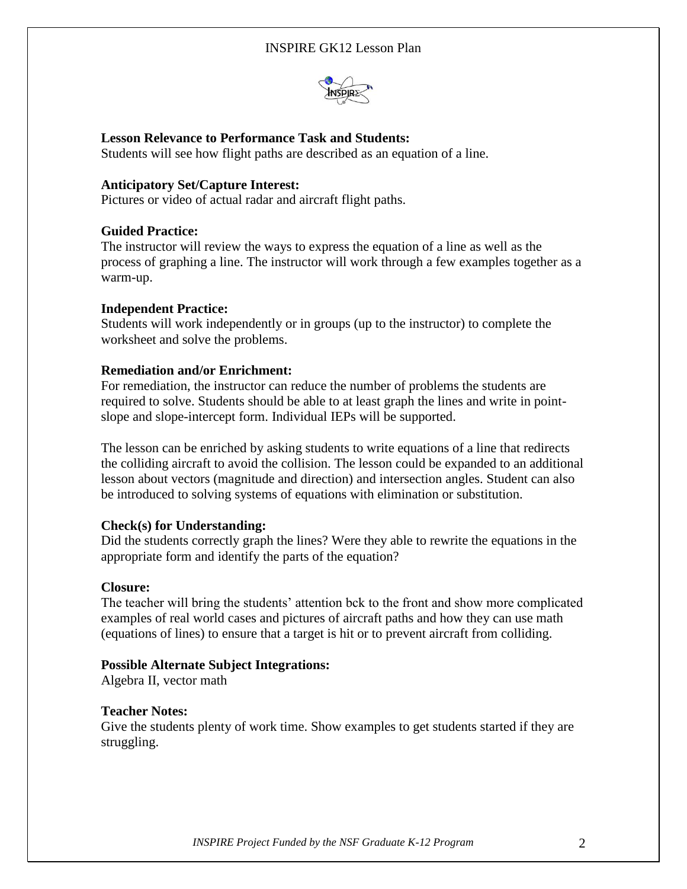**Lesson Relevance to Performance Task and Students:**
Students will see how flight paths are described as an equation of a line.

**Anticipatory Set/Capture Interest:**
Pictures or video of actual radar and aircraft flight paths.

**Guided Practice:**
The instructor will review the ways to express the equation of a line as well as the process of graphing a line. The instructor will work through a few examples together as a warm-up.

**Independent Practice:**
Students will work independently or in groups (up to the instructor) to complete the worksheet and solve the problems.

**Remediation and/or Enrichment:**
For remediation, the instructor can reduce the number of problems the students are required to solve. Students should be able to at least graph the lines and write in point-slope and slope-intercept form. Individual IEPs will be supported.

The lesson can be enriched by asking students to write equations of a line that redirects the colliding aircraft to avoid the collision. The lesson could be expanded to an additional lesson about vectors (magnitude and direction) and intersection angles. Student can also be introduced to solving systems of equations with elimination or substitution.

**Check(s) for Understanding:**
Did the students correctly graph the lines? Were they able to rewrite the equations in the appropriate form and identify the parts of the equation?

**Closure:**
The teacher will bring the students' attention bck to the front and show more complicated examples of real world cases and pictures of aircraft paths and how they can use math (equations of lines) to ensure that a target is hit or to prevent aircraft from colliding.

**Possible Alternate Subject Integrations:**
Algebra II, vector math

**Teacher Notes:**
Give the students plenty of work time. Show examples to get students started if they are struggling.